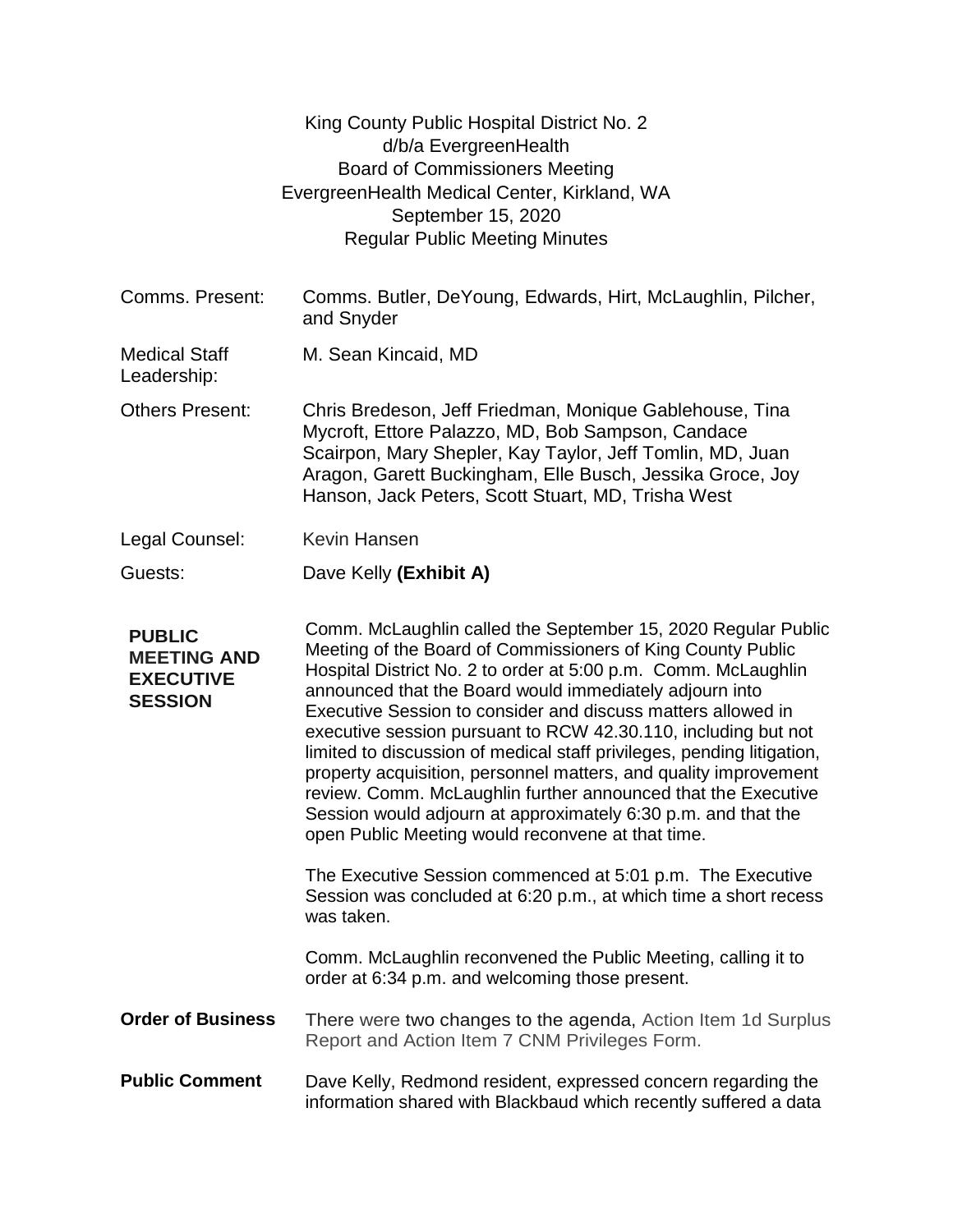King County Public Hospital District No. 2
d/b/a EvergreenHealth
Board of Commissioners Meeting
EvergreenHealth Medical Center, Kirkland, WA
September 15, 2020
Regular Public Meeting Minutes

| | |
|---|---|
| Comms. Present: | Comms. Butler, DeYoung, Edwards, Hirt, McLaughlin, Pilcher, and Snyder |
| Medical Staff Leadership: | M. Sean Kincaid, MD |
| Others Present: | Chris Bredeson, Jeff Friedman, Monique Gablehouse, Tina Mycroft, Ettore Palazzo, MD, Bob Sampson, Candace Scairpon, Mary Shepler, Kay Taylor, Jeff Tomlin, MD, Juan Aragon, Garett Buckingham, Elle Busch, Jessika Groce, Joy Hanson, Jack Peters, Scott Stuart, MD, Trisha West |
| Legal Counsel: | Kevin Hansen |
| Guests: | Dave Kelly **(Exhibit A)** |

**PUBLIC MEETING AND EXECUTIVE SESSION**

Comm. McLaughlin called the September 15, 2020 Regular Public Meeting of the Board of Commissioners of King County Public Hospital District No. 2 to order at 5:00 p.m. Comm. McLaughlin announced that the Board would immediately adjourn into Executive Session to consider and discuss matters allowed in executive session pursuant to RCW 42.30.110, including but not limited to discussion of medical staff privileges, pending litigation, property acquisition, personnel matters, and quality improvement review. Comm. McLaughlin further announced that the Executive Session would adjourn at approximately 6:30 p.m. and that the open Public Meeting would reconvene at that time.

The Executive Session commenced at 5:01 p.m. The Executive Session was concluded at 6:20 p.m., at which time a short recess was taken.

Comm. McLaughlin reconvened the Public Meeting, calling it to order at 6:34 p.m. and welcoming those present.

**Order of Business**

There were two changes to the agenda, Action Item 1d Surplus Report and Action Item 7 CNM Privileges Form.

**Public Comment**

Dave Kelly, Redmond resident, expressed concern regarding the information shared with Blackbaud which recently suffered a data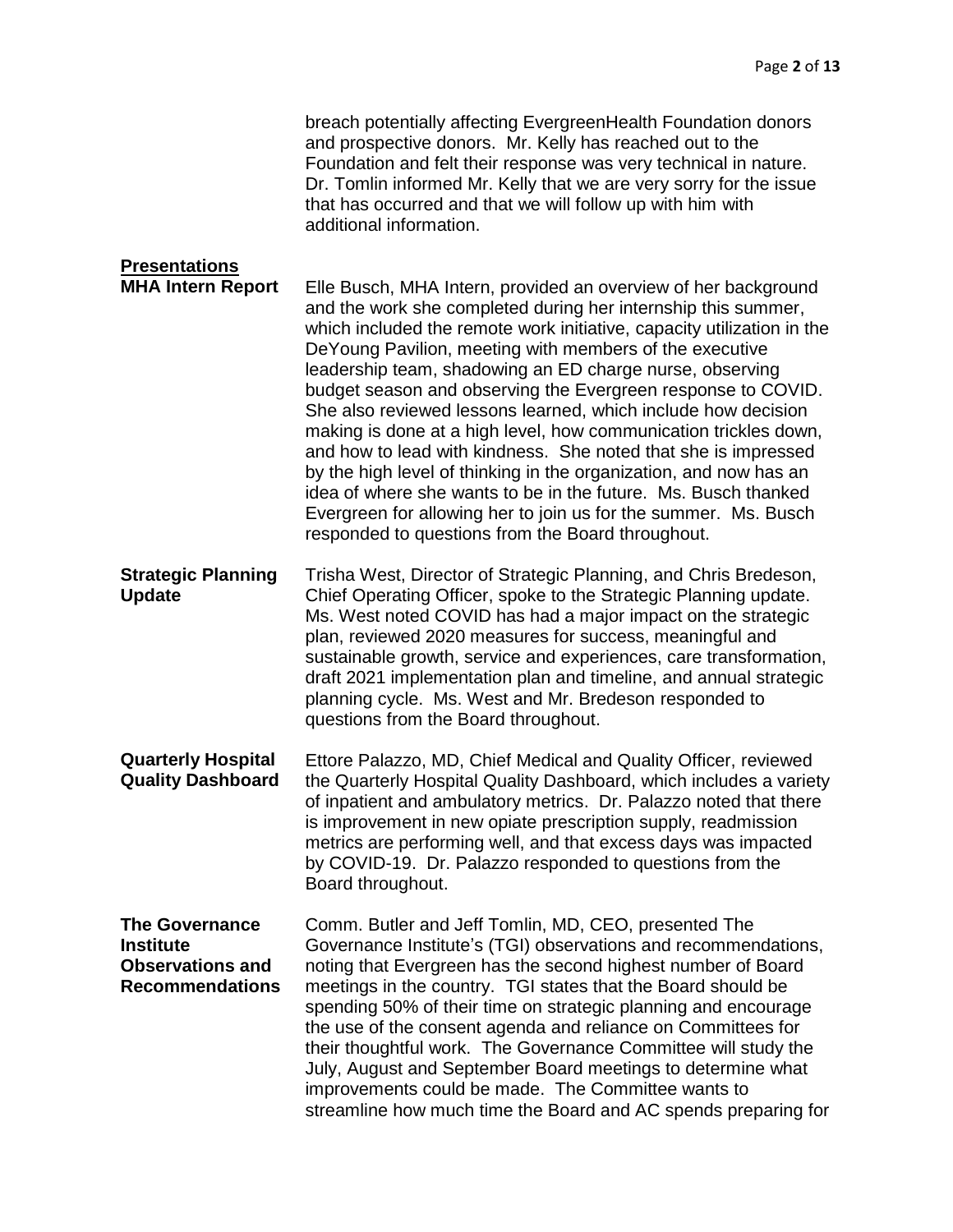breach potentially affecting EvergreenHealth Foundation donors and prospective donors. Mr. Kelly has reached out to the Foundation and felt their response was very technical in nature. Dr. Tomlin informed Mr. Kelly that we are very sorry for the issue that has occurred and that we will follow up with him with additional information.

## Presentations

**MHA Intern Report**

Elle Busch, MHA Intern, provided an overview of her background and the work she completed during her internship this summer, which included the remote work initiative, capacity utilization in the DeYoung Pavilion, meeting with members of the executive leadership team, shadowing an ED charge nurse, observing budget season and observing the Evergreen response to COVID. She also reviewed lessons learned, which include how decision making is done at a high level, how communication trickles down, and how to lead with kindness. She noted that she is impressed by the high level of thinking in the organization, and now has an idea of where she wants to be in the future. Ms. Busch thanked Evergreen for allowing her to join us for the summer. Ms. Busch responded to questions from the Board throughout.

**Strategic Planning Update**

Trisha West, Director of Strategic Planning, and Chris Bredeson, Chief Operating Officer, spoke to the Strategic Planning update. Ms. West noted COVID has had a major impact on the strategic plan, reviewed 2020 measures for success, meaningful and sustainable growth, service and experiences, care transformation, draft 2021 implementation plan and timeline, and annual strategic planning cycle. Ms. West and Mr. Bredeson responded to questions from the Board throughout.

**Quarterly Hospital Quality Dashboard**

Ettore Palazzo, MD, Chief Medical and Quality Officer, reviewed the Quarterly Hospital Quality Dashboard, which includes a variety of inpatient and ambulatory metrics. Dr. Palazzo noted that there is improvement in new opiate prescription supply, readmission metrics are performing well, and that excess days was impacted by COVID-19. Dr. Palazzo responded to questions from the Board throughout.

**The Governance Institute Observations and Recommendations**

Comm. Butler and Jeff Tomlin, MD, CEO, presented The Governance Institute's (TGI) observations and recommendations, noting that Evergreen has the second highest number of Board meetings in the country. TGI states that the Board should be spending 50% of their time on strategic planning and encourage the use of the consent agenda and reliance on Committees for their thoughtful work. The Governance Committee will study the July, August and September Board meetings to determine what improvements could be made. The Committee wants to streamline how much time the Board and AC spends preparing for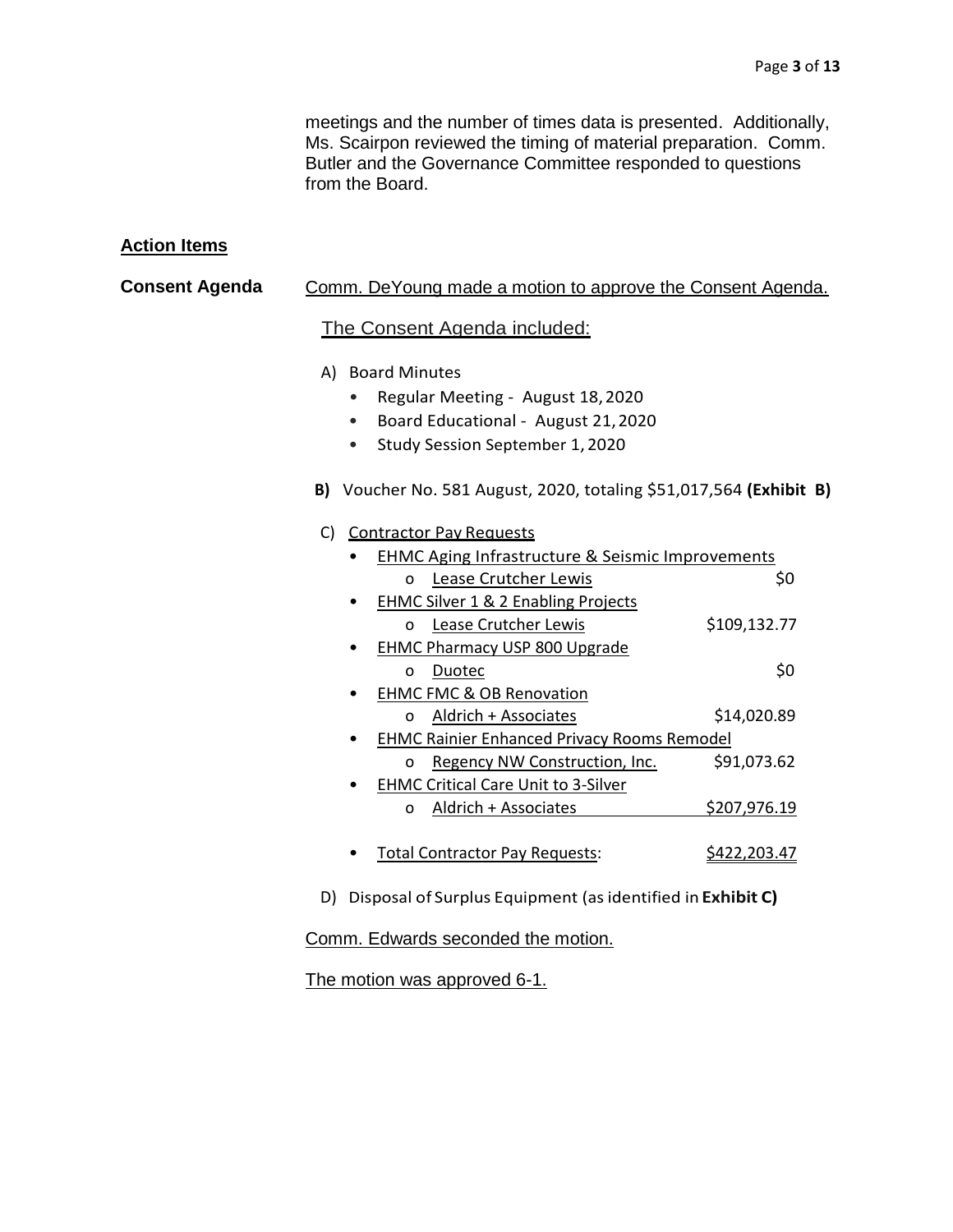meetings and the number of times data is presented. Additionally, Ms. Scairpon reviewed the timing of material preparation. Comm. Butler and the Governance Committee responded to questions from the Board.

## Action Items

**Consent Agenda**

Comm. DeYoung made a motion to approve the Consent Agenda.

The Consent Agenda included:

A) Board Minutes
- Regular Meeting - August 18, 2020
- Board Educational - August 21, 2020
- Study Session September 1, 2020

**B)** Voucher No. 581 August, 2020, totaling $51,017,564 **(Exhibit B)**

C) Contractor Pay Requests

| Project / Contractor | Amount |
|---|---|
| • EHMC Aging Infrastructure & Seismic Improvements | |
| o Lease Crutcher Lewis | $0 |
| • EHMC Silver 1 & 2 Enabling Projects | |
| o Lease Crutcher Lewis | $109,132.77 |
| • EHMC Pharmacy USP 800 Upgrade | |
| o Duotec | $0 |
| • EHMC FMC & OB Renovation | |
| o Aldrich + Associates | $14,020.89 |
| • EHMC Rainier Enhanced Privacy Rooms Remodel | |
| o Regency NW Construction, Inc. | $91,073.62 |
| • EHMC Critical Care Unit to 3-Silver | |
| o Aldrich + Associates | $207,976.19 |
| • Total Contractor Pay Requests: | $422,203.47 |

D) Disposal of Surplus Equipment (as identified in **Exhibit C)**

Comm. Edwards seconded the motion.

The motion was approved 6-1.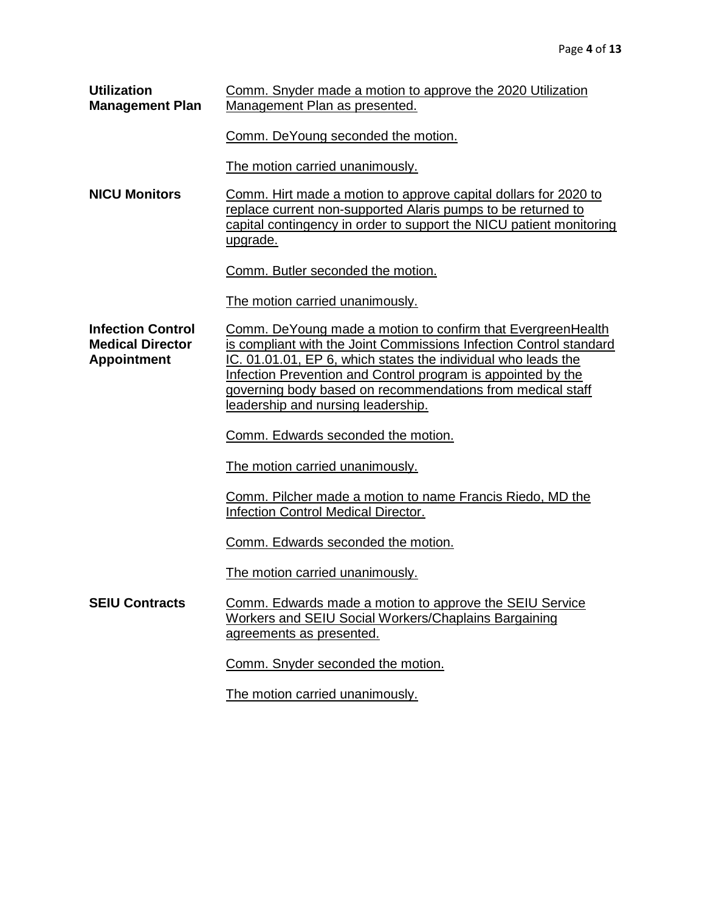**Utilization Management Plan**

Comm. Snyder made a motion to approve the 2020 Utilization Management Plan as presented.

Comm. DeYoung seconded the motion.

The motion carried unanimously.

**NICU Monitors**

Comm. Hirt made a motion to approve capital dollars for 2020 to replace current non-supported Alaris pumps to be returned to capital contingency in order to support the NICU patient monitoring upgrade.

Comm. Butler seconded the motion.

The motion carried unanimously.

**Infection Control Medical Director Appointment**

Comm. DeYoung made a motion to confirm that EvergreenHealth is compliant with the Joint Commissions Infection Control standard IC. 01.01.01, EP 6, which states the individual who leads the Infection Prevention and Control program is appointed by the governing body based on recommendations from medical staff leadership and nursing leadership.

Comm. Edwards seconded the motion.

The motion carried unanimously.

Comm. Pilcher made a motion to name Francis Riedo, MD the Infection Control Medical Director.

Comm. Edwards seconded the motion.

The motion carried unanimously.

**SEIU Contracts**

Comm. Edwards made a motion to approve the SEIU Service Workers and SEIU Social Workers/Chaplains Bargaining agreements as presented.

Comm. Snyder seconded the motion.

The motion carried unanimously.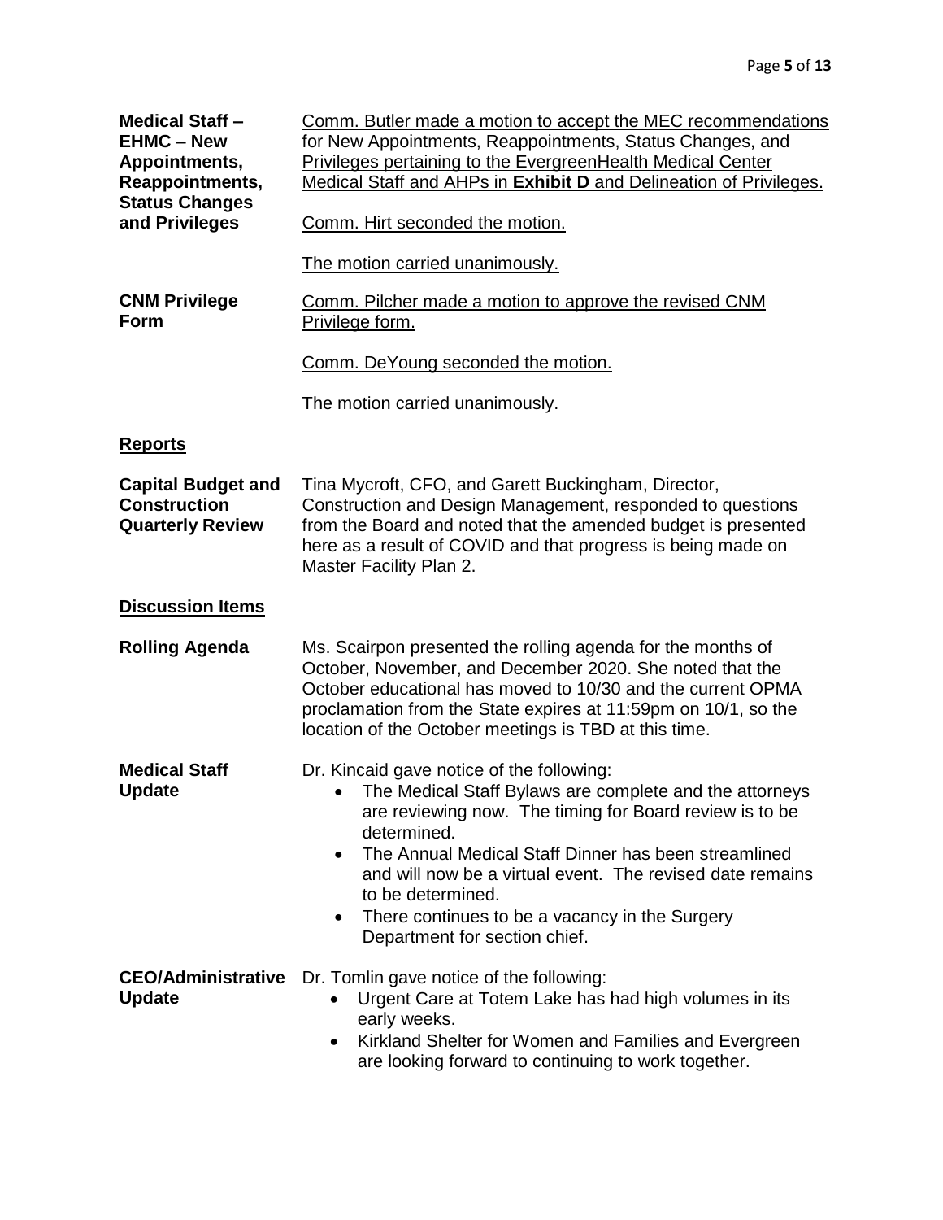**Medical Staff – EHMC – New Appointments, Reappointments, Status Changes and Privileges**

Comm. Butler made a motion to accept the MEC recommendations for New Appointments, Reappointments, Status Changes, and Privileges pertaining to the EvergreenHealth Medical Center Medical Staff and AHPs in **Exhibit D** and Delineation of Privileges.

Comm. Hirt seconded the motion.

The motion carried unanimously.

**CNM Privilege Form**

Comm. Pilcher made a motion to approve the revised CNM Privilege form.

Comm. DeYoung seconded the motion.

The motion carried unanimously.

## Reports

**Capital Budget and Construction Quarterly Review**

Tina Mycroft, CFO, and Garett Buckingham, Director, Construction and Design Management, responded to questions from the Board and noted that the amended budget is presented here as a result of COVID and that progress is being made on Master Facility Plan 2.

## Discussion Items

**Rolling Agenda**

Ms. Scairpon presented the rolling agenda for the months of October, November, and December 2020. She noted that the October educational has moved to 10/30 and the current OPMA proclamation from the State expires at 11:59pm on 10/1, so the location of the October meetings is TBD at this time.

**Medical Staff Update**

Dr. Kincaid gave notice of the following:

- The Medical Staff Bylaws are complete and the attorneys are reviewing now. The timing for Board review is to be determined.
- The Annual Medical Staff Dinner has been streamlined and will now be a virtual event. The revised date remains to be determined.
- There continues to be a vacancy in the Surgery Department for section chief.

**CEO/Administrative Update**

Dr. Tomlin gave notice of the following:

- Urgent Care at Totem Lake has had high volumes in its early weeks.
- Kirkland Shelter for Women and Families and Evergreen are looking forward to continuing to work together.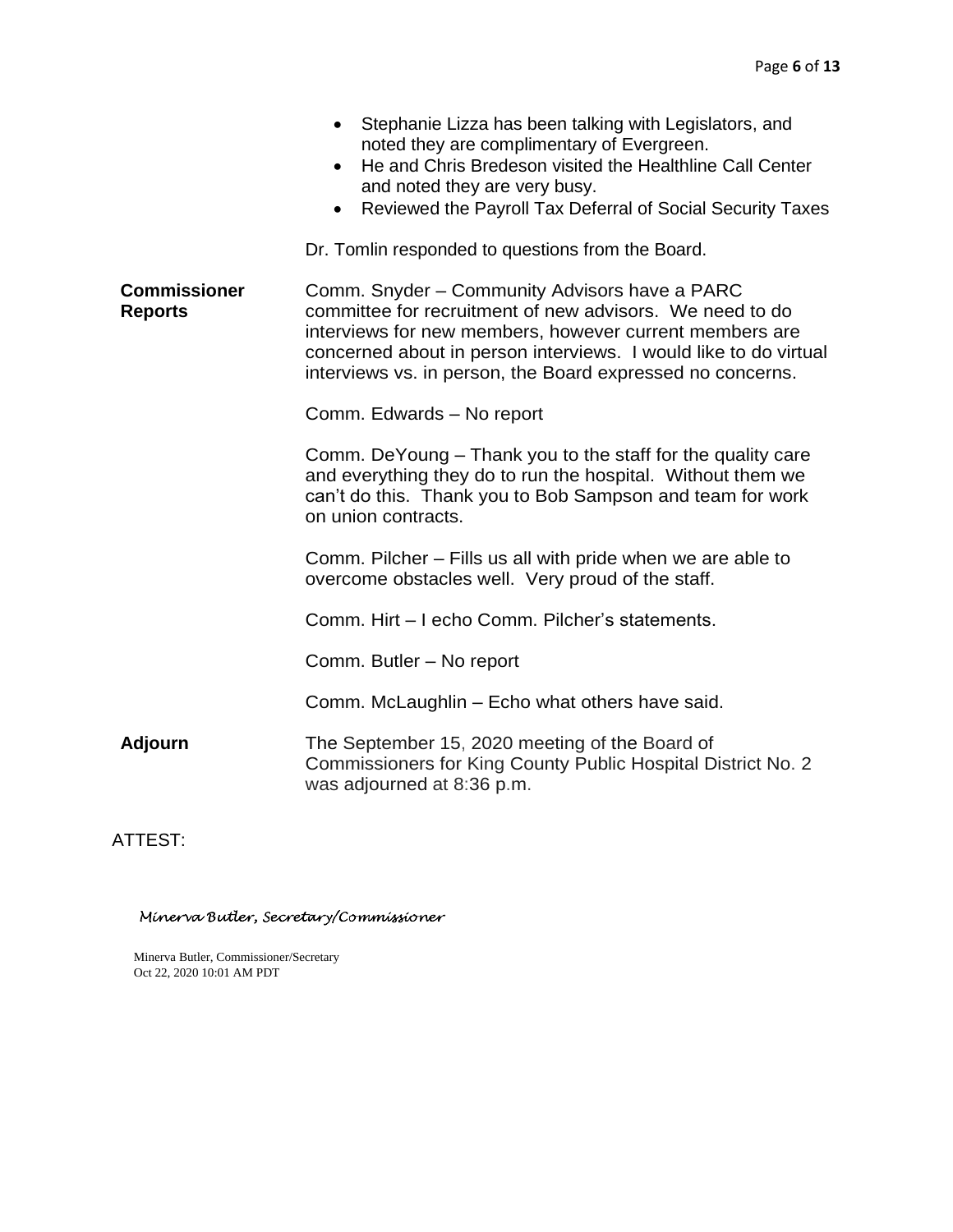- Stephanie Lizza has been talking with Legislators, and noted they are complimentary of Evergreen.
- He and Chris Bredeson visited the Healthline Call Center and noted they are very busy.
- Reviewed the Payroll Tax Deferral of Social Security Taxes

Dr. Tomlin responded to questions from the Board.

**Commissioner Reports**

Comm. Snyder – Community Advisors have a PARC committee for recruitment of new advisors. We need to do interviews for new members, however current members are concerned about in person interviews. I would like to do virtual interviews vs. in person, the Board expressed no concerns.

Comm. Edwards – No report

Comm. DeYoung – Thank you to the staff for the quality care and everything they do to run the hospital. Without them we can't do this. Thank you to Bob Sampson and team for work on union contracts.

Comm. Pilcher – Fills us all with pride when we are able to overcome obstacles well. Very proud of the staff.

Comm. Hirt – I echo Comm. Pilcher's statements.

Comm. Butler – No report

Comm. McLaughlin – Echo what others have said.

**Adjourn**

The September 15, 2020 meeting of the Board of Commissioners for King County Public Hospital District No. 2 was adjourned at 8:36 p.m.

ATTEST:

*Minerva Butler, Secretary/Commissioner*

Minerva Butler, Commissioner/Secretary
Oct 22, 2020 10:01 AM PDT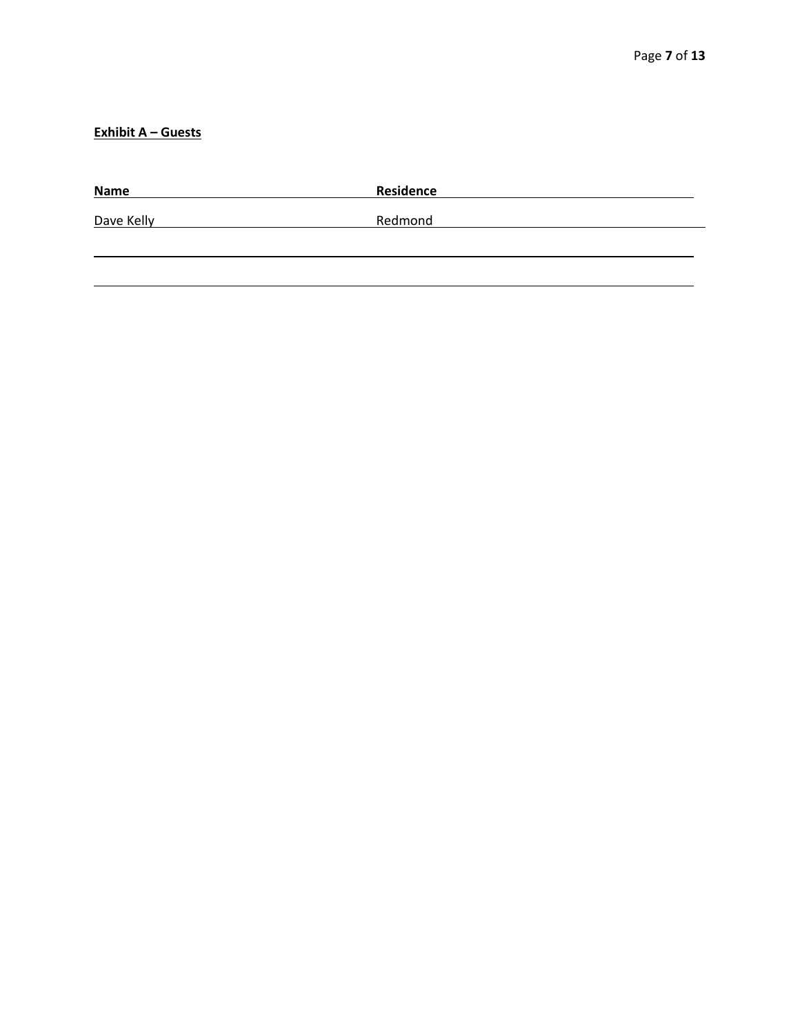**Exhibit A – Guests**

| Name | Residence |
| --- | --- |
| Dave Kelly | Redmond |
| | |
| | |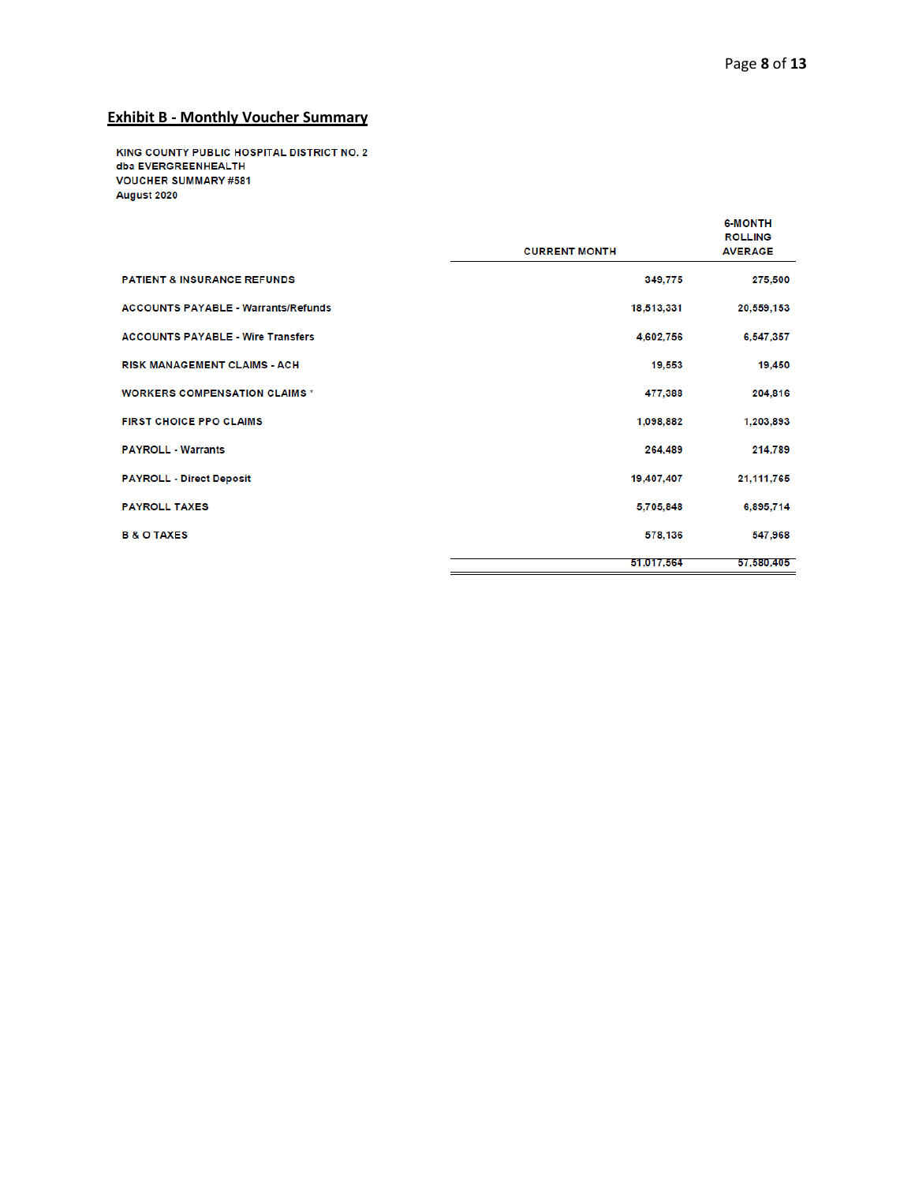## Exhibit B - Monthly Voucher Summary

**KING COUNTY PUBLIC HOSPITAL DISTRICT NO. 2**
**dba EVERGREENHEALTH**
**VOUCHER SUMMARY #581**
**August 2020**

| | CURRENT MONTH | 6-MONTH ROLLING AVERAGE |
|---|---|---|
| PATIENT & INSURANCE REFUNDS | 349,775 | 275,500 |
| ACCOUNTS PAYABLE - Warrants/Refunds | 18,513,331 | 20,559,153 |
| ACCOUNTS PAYABLE - Wire Transfers | 4,602,756 | 6,547,357 |
| RISK MANAGEMENT CLAIMS - ACH | 19,553 | 19,450 |
| WORKERS COMPENSATION CLAIMS * | 477,388 | 204,816 |
| FIRST CHOICE PPO CLAIMS | 1,098,882 | 1,203,893 |
| PAYROLL - Warrants | 264,489 | 214,789 |
| PAYROLL - Direct Deposit | 19,407,407 | 21,111,765 |
| PAYROLL TAXES | 5,705,848 | 6,895,714 |
| B & O TAXES | 578,136 | 547,968 |
| | 51,017,564 | 57,580,405 |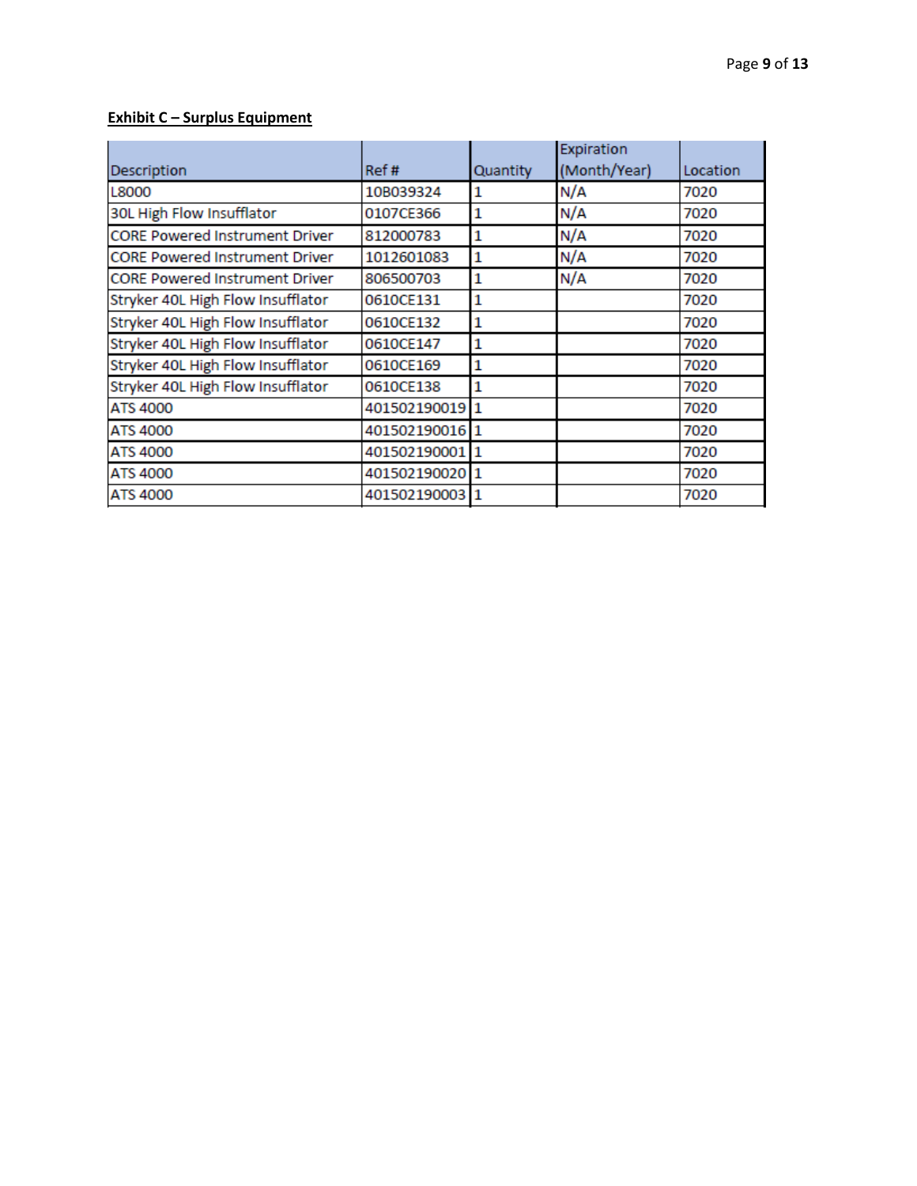**Exhibit C – Surplus Equipment**

| Description | Ref # | Quantity | Expiration (Month/Year) | Location |
| --- | --- | --- | --- | --- |
| L8000 | 10B039324 | 1 | N/A | 7020 |
| 30L High Flow Insufflator | 0107CE366 | 1 | N/A | 7020 |
| CORE Powered Instrument Driver | 812000783 | 1 | N/A | 7020 |
| CORE Powered Instrument Driver | 1012601083 | 1 | N/A | 7020 |
| CORE Powered Instrument Driver | 806500703 | 1 | N/A | 7020 |
| Stryker 40L High Flow Insufflator | 0610CE131 | 1 | | 7020 |
| Stryker 40L High Flow Insufflator | 0610CE132 | 1 | | 7020 |
| Stryker 40L High Flow Insufflator | 0610CE147 | 1 | | 7020 |
| Stryker 40L High Flow Insufflator | 0610CE169 | 1 | | 7020 |
| Stryker 40L High Flow Insufflator | 0610CE138 | 1 | | 7020 |
| ATS 4000 | 401502190019 | 1 | | 7020 |
| ATS 4000 | 401502190016 | 1 | | 7020 |
| ATS 4000 | 401502190001 | 1 | | 7020 |
| ATS 4000 | 401502190020 | 1 | | 7020 |
| ATS 4000 | 401502190003 | 1 | | 7020 |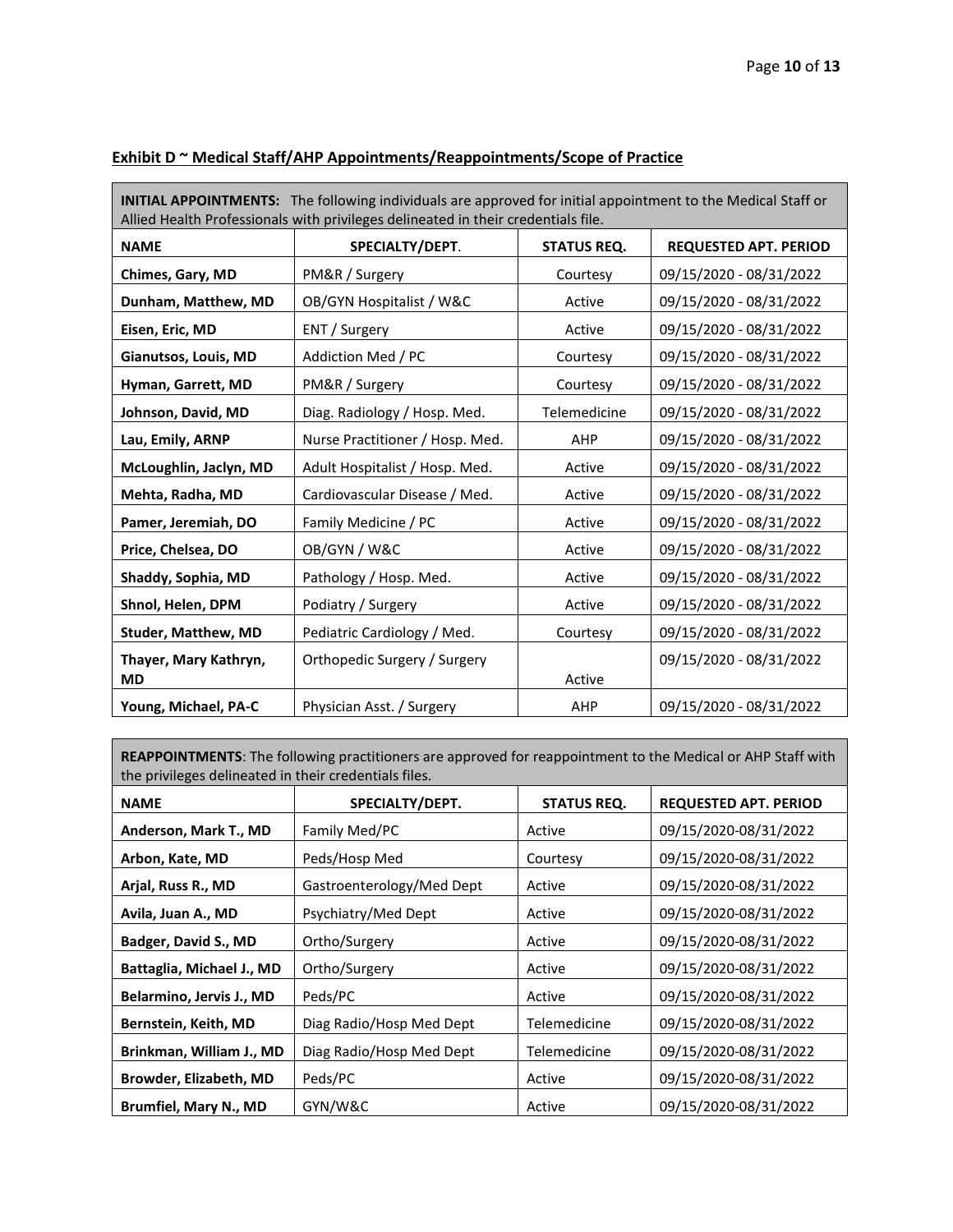**Exhibit D ~ Medical Staff/AHP Appointments/Reappointments/Scope of Practice**

**INITIAL APPOINTMENTS:** The following individuals are approved for initial appointment to the Medical Staff or Allied Health Professionals with privileges delineated in their credentials file.

| NAME | SPECIALTY/DEPT. | STATUS REQ. | REQUESTED APT. PERIOD |
|---|---|---|---|
| **Chimes, Gary, MD** | PM&R / Surgery | Courtesy | 09/15/2020 - 08/31/2022 |
| **Dunham, Matthew, MD** | OB/GYN Hospitalist / W&C | Active | 09/15/2020 - 08/31/2022 |
| **Eisen, Eric, MD** | ENT / Surgery | Active | 09/15/2020 - 08/31/2022 |
| **Gianutsos, Louis, MD** | Addiction Med / PC | Courtesy | 09/15/2020 - 08/31/2022 |
| **Hyman, Garrett, MD** | PM&R / Surgery | Courtesy | 09/15/2020 - 08/31/2022 |
| **Johnson, David, MD** | Diag. Radiology / Hosp. Med. | Telemedicine | 09/15/2020 - 08/31/2022 |
| **Lau, Emily, ARNP** | Nurse Practitioner / Hosp. Med. | AHP | 09/15/2020 - 08/31/2022 |
| **McLoughlin, Jaclyn, MD** | Adult Hospitalist / Hosp. Med. | Active | 09/15/2020 - 08/31/2022 |
| **Mehta, Radha, MD** | Cardiovascular Disease / Med. | Active | 09/15/2020 - 08/31/2022 |
| **Pamer, Jeremiah, DO** | Family Medicine / PC | Active | 09/15/2020 - 08/31/2022 |
| **Price, Chelsea, DO** | OB/GYN / W&C | Active | 09/15/2020 - 08/31/2022 |
| **Shaddy, Sophia, MD** | Pathology / Hosp. Med. | Active | 09/15/2020 - 08/31/2022 |
| **Shnol, Helen, DPM** | Podiatry / Surgery | Active | 09/15/2020 - 08/31/2022 |
| **Studer, Matthew, MD** | Pediatric Cardiology / Med. | Courtesy | 09/15/2020 - 08/31/2022 |
| **Thayer, Mary Kathryn, MD** | Orthopedic Surgery / Surgery | Active | 09/15/2020 - 08/31/2022 |
| **Young, Michael, PA-C** | Physician Asst. / Surgery | AHP | 09/15/2020 - 08/31/2022 |

**REAPPOINTMENTS**: The following practitioners are approved for reappointment to the Medical or AHP Staff with the privileges delineated in their credentials files.

| NAME | SPECIALTY/DEPT. | STATUS REQ. | REQUESTED APT. PERIOD |
|---|---|---|---|
| **Anderson, Mark T., MD** | Family Med/PC | Active | 09/15/2020-08/31/2022 |
| **Arbon, Kate, MD** | Peds/Hosp Med | Courtesy | 09/15/2020-08/31/2022 |
| **Arjal, Russ R., MD** | Gastroenterology/Med Dept | Active | 09/15/2020-08/31/2022 |
| **Avila, Juan A., MD** | Psychiatry/Med Dept | Active | 09/15/2020-08/31/2022 |
| **Badger, David S., MD** | Ortho/Surgery | Active | 09/15/2020-08/31/2022 |
| **Battaglia, Michael J., MD** | Ortho/Surgery | Active | 09/15/2020-08/31/2022 |
| **Belarmino, Jervis J., MD** | Peds/PC | Active | 09/15/2020-08/31/2022 |
| **Bernstein, Keith, MD** | Diag Radio/Hosp Med Dept | Telemedicine | 09/15/2020-08/31/2022 |
| **Brinkman, William J., MD** | Diag Radio/Hosp Med Dept | Telemedicine | 09/15/2020-08/31/2022 |
| **Browder, Elizabeth, MD** | Peds/PC | Active | 09/15/2020-08/31/2022 |
| **Brumfiel, Mary N., MD** | GYN/W&C | Active | 09/15/2020-08/31/2022 |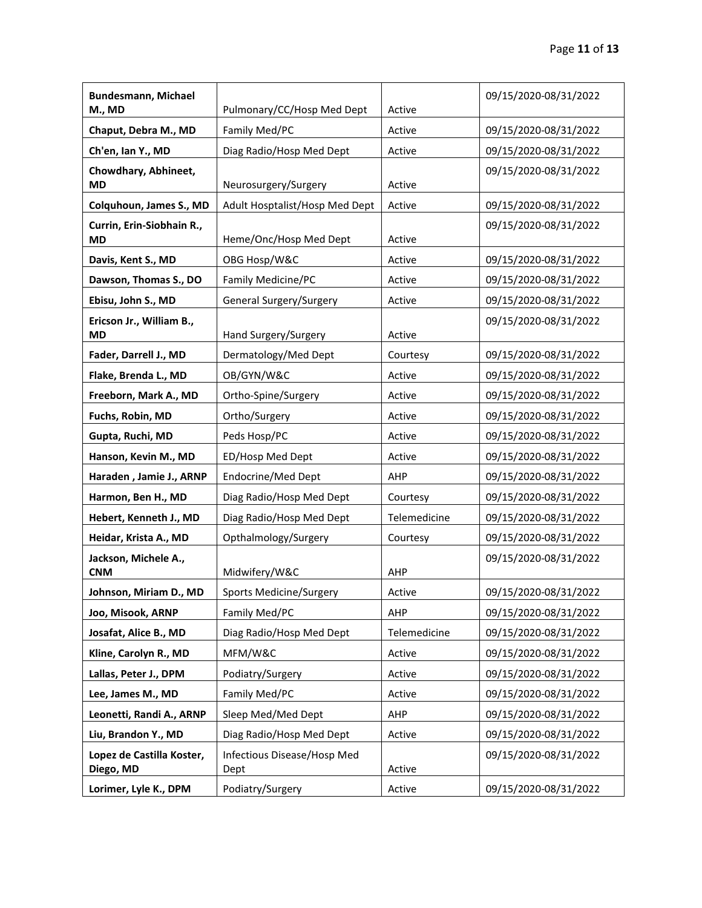| **Bundesmann, Michael M., MD** | Pulmonary/CC/Hosp Med Dept | Active | 09/15/2020-08/31/2022 |
|---|---|---|---|
| **Chaput, Debra M., MD** | Family Med/PC | Active | 09/15/2020-08/31/2022 |
| **Ch'en, Ian Y., MD** | Diag Radio/Hosp Med Dept | Active | 09/15/2020-08/31/2022 |
| **Chowdhary, Abhineet, MD** | Neurosurgery/Surgery | Active | 09/15/2020-08/31/2022 |
| **Colquhoun, James S., MD** | Adult Hosptalist/Hosp Med Dept | Active | 09/15/2020-08/31/2022 |
| **Currin, Erin-Siobhain R., MD** | Heme/Onc/Hosp Med Dept | Active | 09/15/2020-08/31/2022 |
| **Davis, Kent S., MD** | OBG Hosp/W&C | Active | 09/15/2020-08/31/2022 |
| **Dawson, Thomas S., DO** | Family Medicine/PC | Active | 09/15/2020-08/31/2022 |
| **Ebisu, John S., MD** | General Surgery/Surgery | Active | 09/15/2020-08/31/2022 |
| **Ericson Jr., William B., MD** | Hand Surgery/Surgery | Active | 09/15/2020-08/31/2022 |
| **Fader, Darrell J., MD** | Dermatology/Med Dept | Courtesy | 09/15/2020-08/31/2022 |
| **Flake, Brenda L., MD** | OB/GYN/W&C | Active | 09/15/2020-08/31/2022 |
| **Freeborn, Mark A., MD** | Ortho-Spine/Surgery | Active | 09/15/2020-08/31/2022 |
| **Fuchs, Robin, MD** | Ortho/Surgery | Active | 09/15/2020-08/31/2022 |
| **Gupta, Ruchi, MD** | Peds Hosp/PC | Active | 09/15/2020-08/31/2022 |
| **Hanson, Kevin M., MD** | ED/Hosp Med Dept | Active | 09/15/2020-08/31/2022 |
| **Haraden , Jamie J., ARNP** | Endocrine/Med Dept | AHP | 09/15/2020-08/31/2022 |
| **Harmon, Ben H., MD** | Diag Radio/Hosp Med Dept | Courtesy | 09/15/2020-08/31/2022 |
| **Hebert, Kenneth J., MD** | Diag Radio/Hosp Med Dept | Telemedicine | 09/15/2020-08/31/2022 |
| **Heidar, Krista A., MD** | Opthalmology/Surgery | Courtesy | 09/15/2020-08/31/2022 |
| **Jackson, Michele A., CNM** | Midwifery/W&C | AHP | 09/15/2020-08/31/2022 |
| **Johnson, Miriam D., MD** | Sports Medicine/Surgery | Active | 09/15/2020-08/31/2022 |
| **Joo, Misook, ARNP** | Family Med/PC | AHP | 09/15/2020-08/31/2022 |
| **Josafat, Alice B., MD** | Diag Radio/Hosp Med Dept | Telemedicine | 09/15/2020-08/31/2022 |
| **Kline, Carolyn R., MD** | MFM/W&C | Active | 09/15/2020-08/31/2022 |
| **Lallas, Peter J., DPM** | Podiatry/Surgery | Active | 09/15/2020-08/31/2022 |
| **Lee, James M., MD** | Family Med/PC | Active | 09/15/2020-08/31/2022 |
| **Leonetti, Randi A., ARNP** | Sleep Med/Med Dept | AHP | 09/15/2020-08/31/2022 |
| **Liu, Brandon Y., MD** | Diag Radio/Hosp Med Dept | Active | 09/15/2020-08/31/2022 |
| **Lopez de Castilla Koster, Diego, MD** | Infectious Disease/Hosp Med Dept | Active | 09/15/2020-08/31/2022 |
| **Lorimer, Lyle K., DPM** | Podiatry/Surgery | Active | 09/15/2020-08/31/2022 |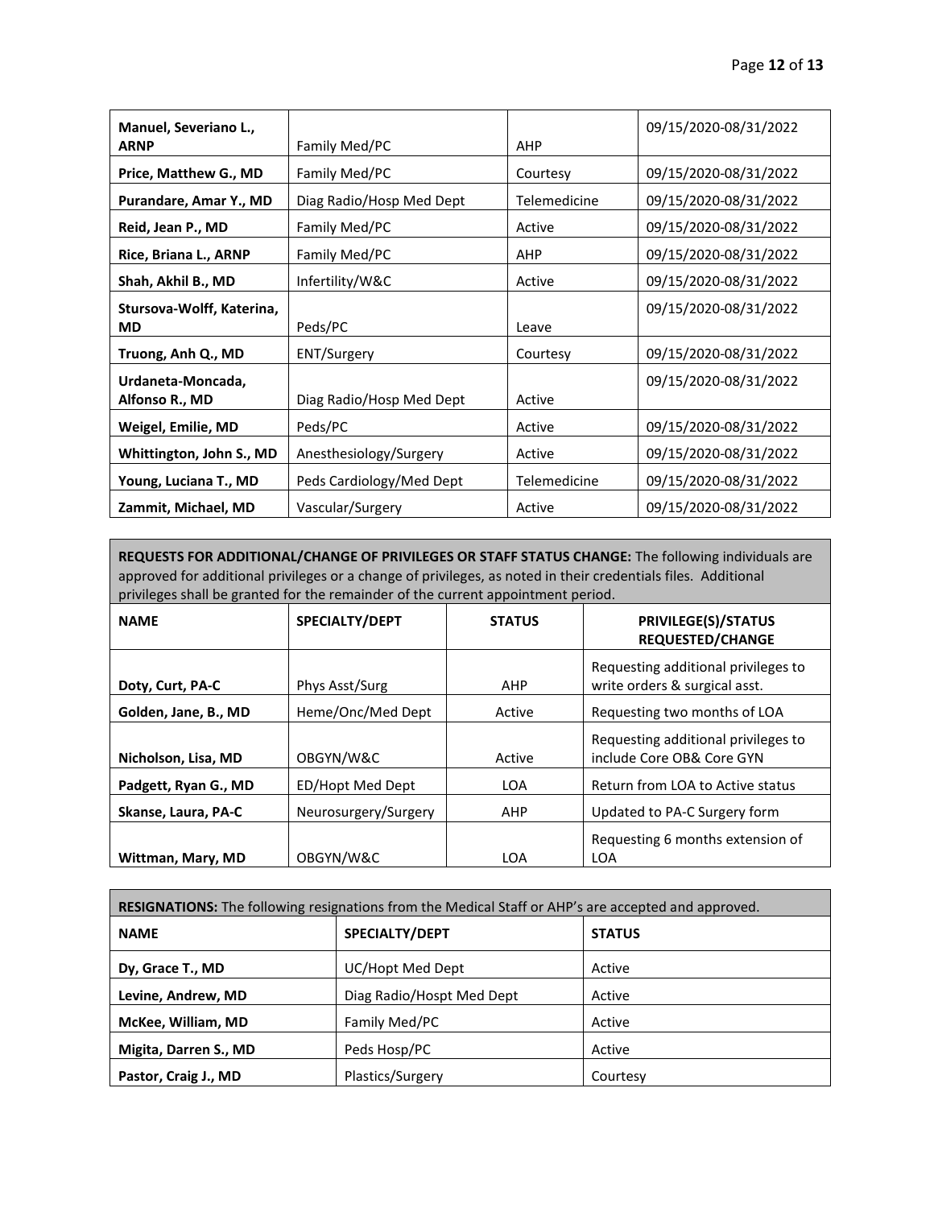| | | | |
|---|---|---|---|
| **Manuel, Severiano L., ARNP** | Family Med/PC | AHP | 09/15/2020-08/31/2022 |
| **Price, Matthew G., MD** | Family Med/PC | Courtesy | 09/15/2020-08/31/2022 |
| **Purandare, Amar Y., MD** | Diag Radio/Hosp Med Dept | Telemedicine | 09/15/2020-08/31/2022 |
| **Reid, Jean P., MD** | Family Med/PC | Active | 09/15/2020-08/31/2022 |
| **Rice, Briana L., ARNP** | Family Med/PC | AHP | 09/15/2020-08/31/2022 |
| **Shah, Akhil B., MD** | Infertility/W&C | Active | 09/15/2020-08/31/2022 |
| **Stursova-Wolff, Katerina, MD** | Peds/PC | Leave | 09/15/2020-08/31/2022 |
| **Truong, Anh Q., MD** | ENT/Surgery | Courtesy | 09/15/2020-08/31/2022 |
| **Urdaneta-Moncada, Alfonso R., MD** | Diag Radio/Hosp Med Dept | Active | 09/15/2020-08/31/2022 |
| **Weigel, Emilie, MD** | Peds/PC | Active | 09/15/2020-08/31/2022 |
| **Whittington, John S., MD** | Anesthesiology/Surgery | Active | 09/15/2020-08/31/2022 |
| **Young, Luciana T., MD** | Peds Cardiology/Med Dept | Telemedicine | 09/15/2020-08/31/2022 |
| **Zammit, Michael, MD** | Vascular/Surgery | Active | 09/15/2020-08/31/2022 |

**REQUESTS FOR ADDITIONAL/CHANGE OF PRIVILEGES OR STAFF STATUS CHANGE:** The following individuals are approved for additional privileges or a change of privileges, as noted in their credentials files. Additional privileges shall be granted for the remainder of the current appointment period.

| NAME | SPECIALTY/DEPT | STATUS | PRIVILEGE(S)/STATUS REQUESTED/CHANGE |
|---|---|---|---|
| **Doty, Curt, PA-C** | Phys Asst/Surg | AHP | Requesting additional privileges to write orders & surgical asst. |
| **Golden, Jane, B., MD** | Heme/Onc/Med Dept | Active | Requesting two months of LOA |
| **Nicholson, Lisa, MD** | OBGYN/W&C | Active | Requesting additional privileges to include Core OB& Core GYN |
| **Padgett, Ryan G., MD** | ED/Hopt Med Dept | LOA | Return from LOA to Active status |
| **Skanse, Laura, PA-C** | Neurosurgery/Surgery | AHP | Updated to PA-C Surgery form |
| **Wittman, Mary, MD** | OBGYN/W&C | LOA | Requesting 6 months extension of LOA |

**RESIGNATIONS:** The following resignations from the Medical Staff or AHP's are accepted and approved.

| NAME | SPECIALTY/DEPT | STATUS |
|---|---|---|
| **Dy, Grace T., MD** | UC/Hopt Med Dept | Active |
| **Levine, Andrew, MD** | Diag Radio/Hospt Med Dept | Active |
| **McKee, William, MD** | Family Med/PC | Active |
| **Migita, Darren S., MD** | Peds Hosp/PC | Active |
| **Pastor, Craig J., MD** | Plastics/Surgery | Courtesy |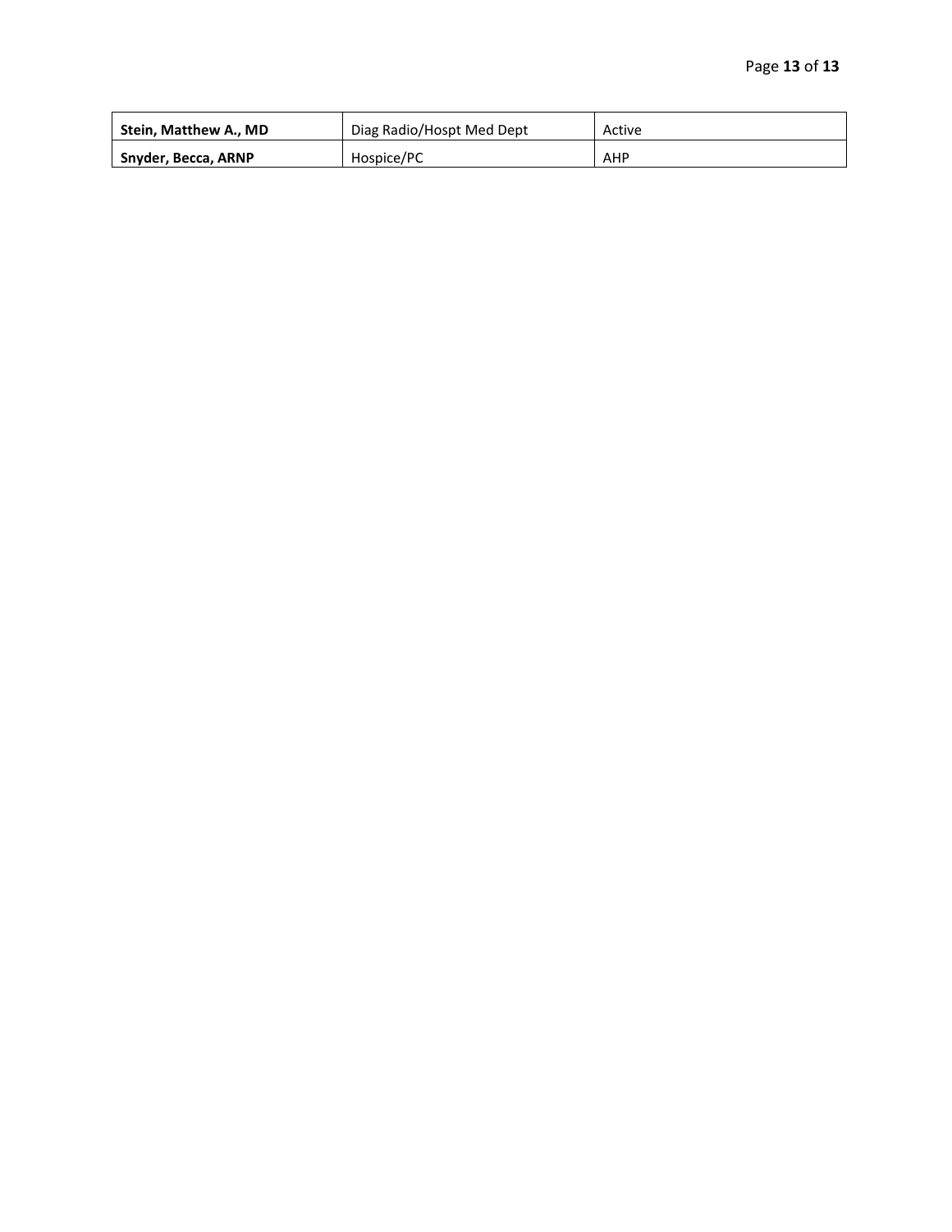| | | |
|---|---|---|
| **Stein, Matthew A., MD** | Diag Radio/Hospt Med Dept | Active |
| **Snyder, Becca, ARNP** | Hospice/PC | AHP |